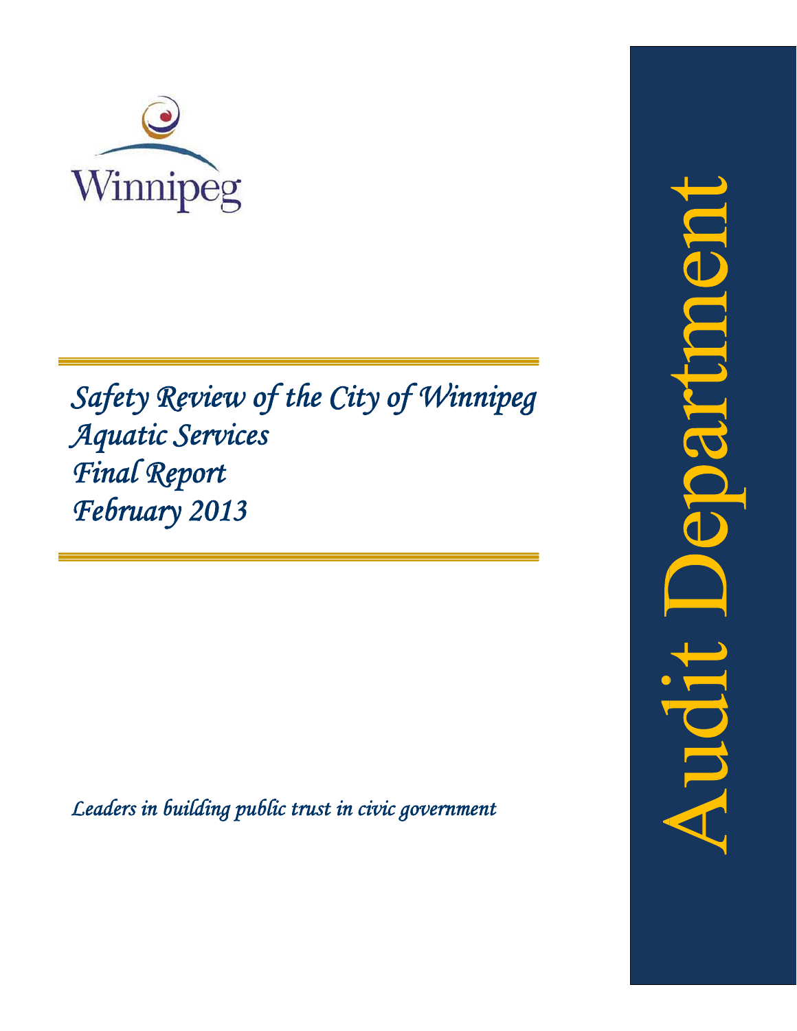Winnipeg

# *Safety Review of the City of Winnipeg Aquatic Services Final Report February 2013*

*Leaders in building public trust in civic government*

Audit Department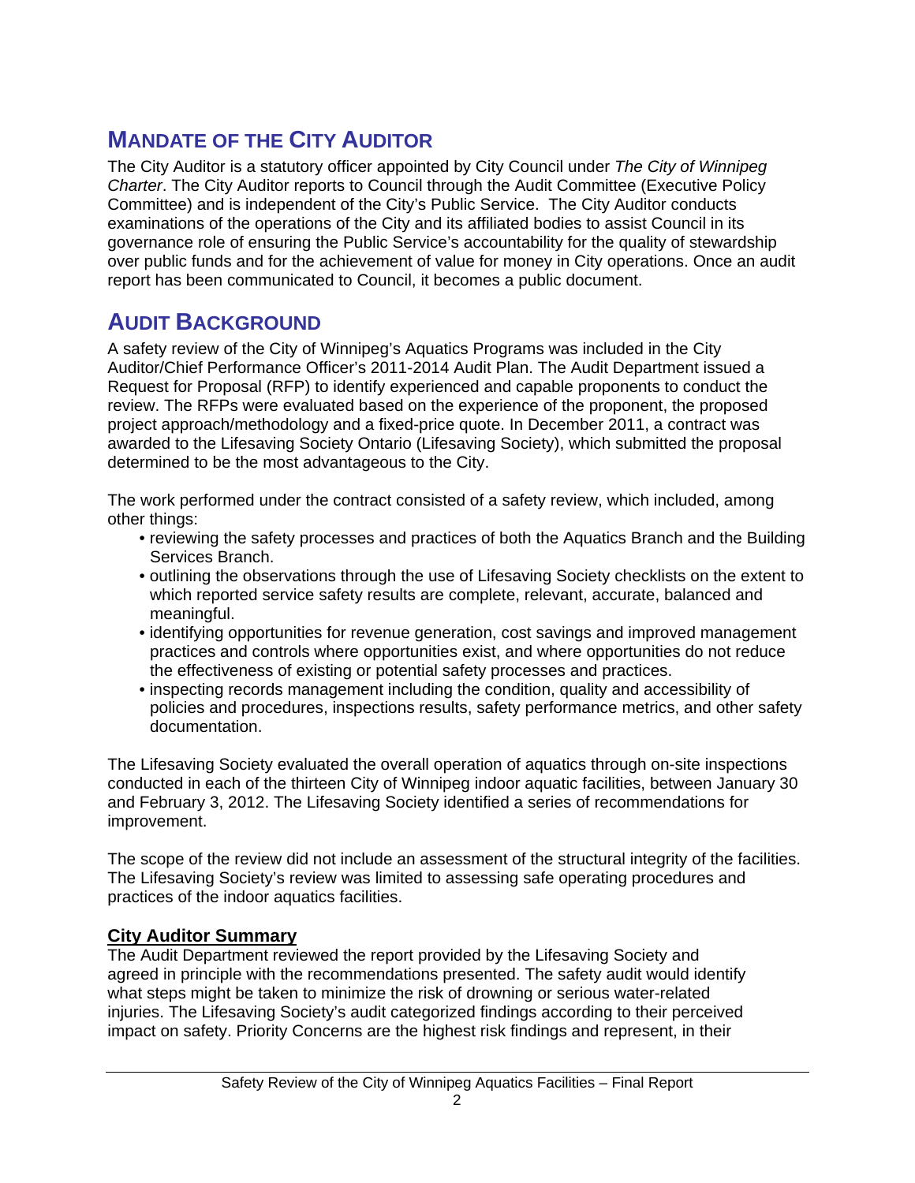## MANDATE OF THE CITY AUDITOR

The City Auditor is a statutory officer appointed by City Council under *The City of Winnipeg Charter*. The City Auditor reports to Council through the Audit Committee (Executive Policy Committee) and is independent of the City's Public Service. The City Auditor conducts examinations of the operations of the City and its affiliated bodies to assist Council in its governance role of ensuring the Public Service's accountability for the quality of stewardship over public funds and for the achievement of value for money in City operations. Once an audit report has been communicated to Council, it becomes a public document.

## AUDIT BACKGROUND

A safety review of the City of Winnipeg's Aquatics Programs was included in the City Auditor/Chief Performance Officer's 2011-2014 Audit Plan. The Audit Department issued a Request for Proposal (RFP) to identify experienced and capable proponents to conduct the review. The RFPs were evaluated based on the experience of the proponent, the proposed project approach/methodology and a fixed-price quote. In December 2011, a contract was awarded to the Lifesaving Society Ontario (Lifesaving Society), which submitted the proposal determined to be the most advantageous to the City.

The work performed under the contract consisted of a safety review, which included, among other things:

- reviewing the safety processes and practices of both the Aquatics Branch and the Building Services Branch.
- outlining the observations through the use of Lifesaving Society checklists on the extent to which reported service safety results are complete, relevant, accurate, balanced and meaningful.
- identifying opportunities for revenue generation, cost savings and improved management practices and controls where opportunities exist, and where opportunities do not reduce the effectiveness of existing or potential safety processes and practices.
- inspecting records management including the condition, quality and accessibility of policies and procedures, inspections results, safety performance metrics, and other safety documentation.

The Lifesaving Society evaluated the overall operation of aquatics through on-site inspections conducted in each of the thirteen City of Winnipeg indoor aquatic facilities, between January 30 and February 3, 2012. The Lifesaving Society identified a series of recommendations for improvement.

The scope of the review did not include an assessment of the structural integrity of the facilities. The Lifesaving Society's review was limited to assessing safe operating procedures and practices of the indoor aquatics facilities.

### City Auditor Summary

The Audit Department reviewed the report provided by the Lifesaving Society and agreed in principle with the recommendations presented. The safety audit would identify what steps might be taken to minimize the risk of drowning or serious water-related injuries. The Lifesaving Society's audit categorized findings according to their perceived impact on safety. Priority Concerns are the highest risk findings and represent, in their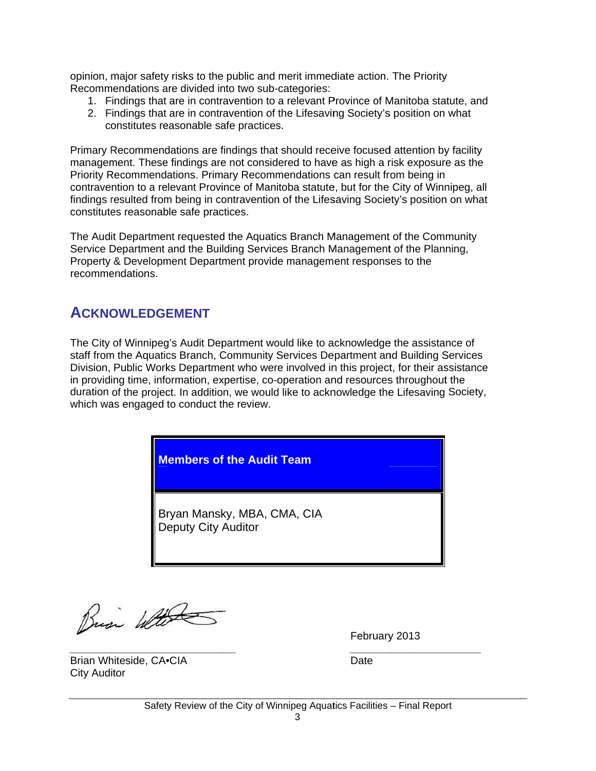opinion, major safety risks to the public and merit immediate action. The Priority Recommendations are divided into two sub-categories:

1. Findings that are in contravention to a relevant Province of Manitoba statute, and
2. Findings that are in contravention of the Lifesaving Society's position on what constitutes reasonable safe practices.

Primary Recommendations are findings that should receive focused attention by facility management. These findings are not considered to have as high a risk exposure as the Priority Recommendations. Primary Recommendations can result from being in contravention to a relevant Province of Manitoba statute, but for the City of Winnipeg, all findings resulted from being in contravention of the Lifesaving Society's position on what constitutes reasonable safe practices.

The Audit Department requested the Aquatics Branch Management of the Community Service Department and the Building Services Branch Management of the Planning, Property & Development Department provide management responses to the recommendations.

## ACKNOWLEDGEMENT

The City of Winnipeg's Audit Department would like to acknowledge the assistance of staff from the Aquatics Branch, Community Services Department and Building Services Division, Public Works Department who were involved in this project, for their assistance in providing time, information, expertise, co-operation and resources throughout the duration of the project. In addition, we would like to acknowledge the Lifesaving Society, which was engaged to conduct the review.

| **Members of the Audit Team** |
| --- |
| Bryan Mansky, MBA, CMA, CIA<br>Deputy City Auditor |

Brian Whiteside, CA•CIA
City Auditor

February 2013
Date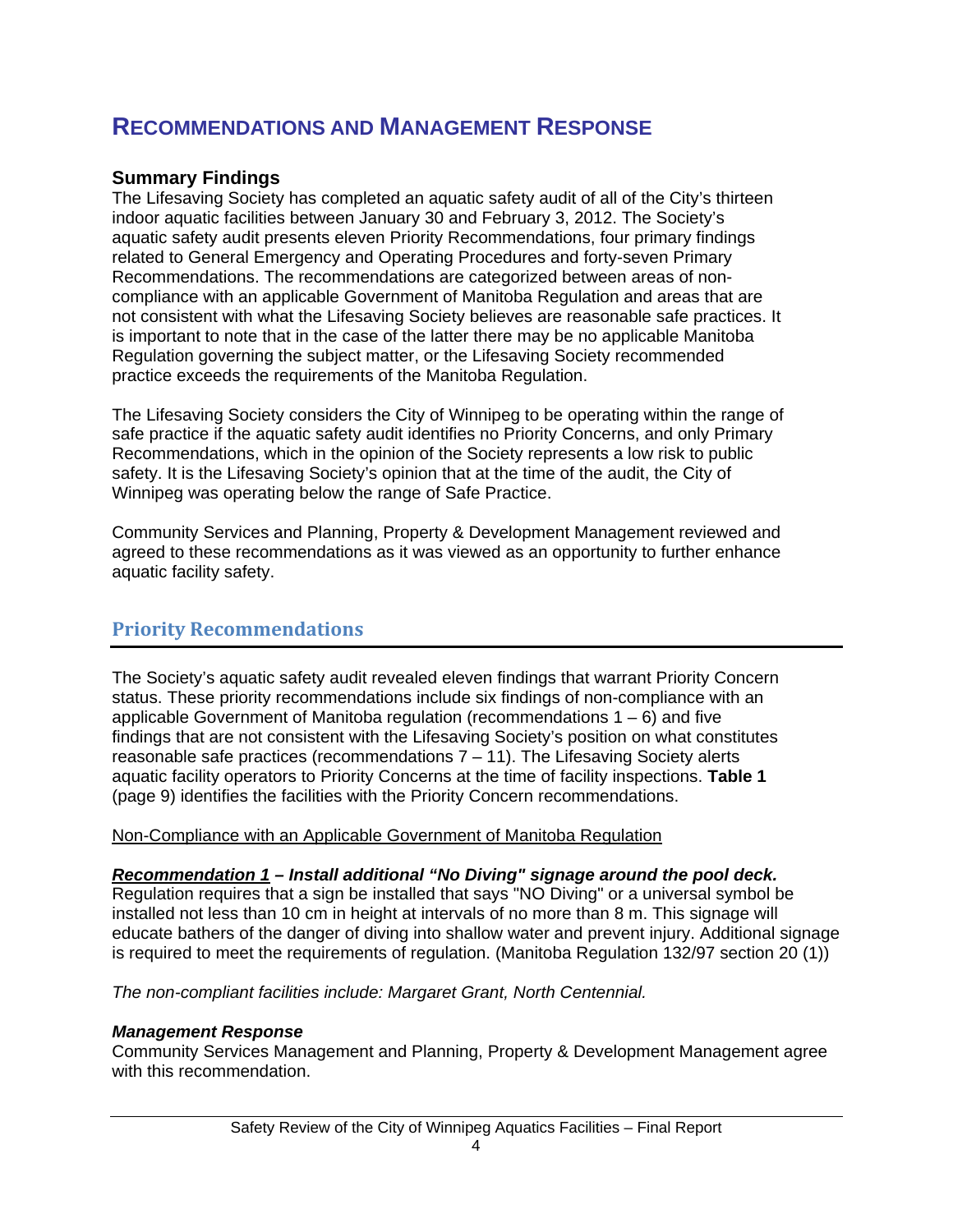# RECOMMENDATIONS AND MANAGEMENT RESPONSE

### Summary Findings

The Lifesaving Society has completed an aquatic safety audit of all of the City's thirteen indoor aquatic facilities between January 30 and February 3, 2012. The Society's aquatic safety audit presents eleven Priority Recommendations, four primary findings related to General Emergency and Operating Procedures and forty-seven Primary Recommendations. The recommendations are categorized between areas of non-compliance with an applicable Government of Manitoba Regulation and areas that are not consistent with what the Lifesaving Society believes are reasonable safe practices. It is important to note that in the case of the latter there may be no applicable Manitoba Regulation governing the subject matter, or the Lifesaving Society recommended practice exceeds the requirements of the Manitoba Regulation.

The Lifesaving Society considers the City of Winnipeg to be operating within the range of safe practice if the aquatic safety audit identifies no Priority Concerns, and only Primary Recommendations, which in the opinion of the Society represents a low risk to public safety. It is the Lifesaving Society's opinion that at the time of the audit, the City of Winnipeg was operating below the range of Safe Practice.

Community Services and Planning, Property & Development Management reviewed and agreed to these recommendations as it was viewed as an opportunity to further enhance aquatic facility safety.

## Priority Recommendations

The Society's aquatic safety audit revealed eleven findings that warrant Priority Concern status. These priority recommendations include six findings of non-compliance with an applicable Government of Manitoba regulation (recommendations 1 – 6) and five findings that are not consistent with the Lifesaving Society's position on what constitutes reasonable safe practices (recommendations 7 – 11). The Lifesaving Society alerts aquatic facility operators to Priority Concerns at the time of facility inspections. **Table 1** (page 9) identifies the facilities with the Priority Concern recommendations.

<u>Non-Compliance with an Applicable Government of Manitoba Regulation</u>

***<u>Recommendation 1</u> – Install additional "No Diving" signage around the pool deck.***
Regulation requires that a sign be installed that says "NO Diving" or a universal symbol be installed not less than 10 cm in height at intervals of no more than 8 m. This signage will educate bathers of the danger of diving into shallow water and prevent injury. Additional signage is required to meet the requirements of regulation. (Manitoba Regulation 132/97 section 20 (1))

*The non-compliant facilities include: Margaret Grant, North Centennial.*

***Management Response***
Community Services Management and Planning, Property & Development Management agree with this recommendation.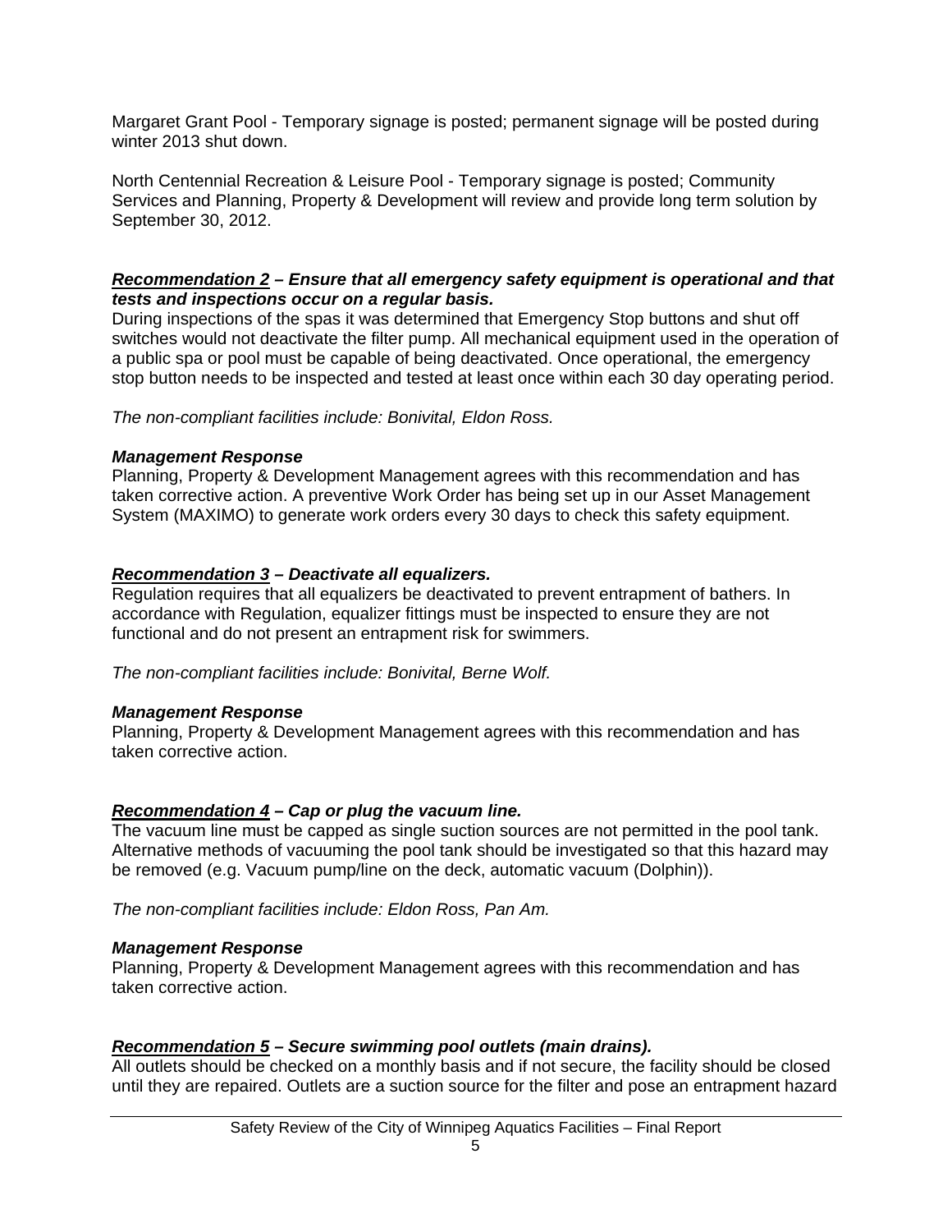Margaret Grant Pool - Temporary signage is posted; permanent signage will be posted during winter 2013 shut down.

North Centennial Recreation & Leisure Pool - Temporary signage is posted; Community Services and Planning, Property & Development will review and provide long term solution by September 30, 2012.

***<u>Recommendation 2</u> – Ensure that all emergency safety equipment is operational and that tests and inspections occur on a regular basis.***

During inspections of the spas it was determined that Emergency Stop buttons and shut off switches would not deactivate the filter pump. All mechanical equipment used in the operation of a public spa or pool must be capable of being deactivated. Once operational, the emergency stop button needs to be inspected and tested at least once within each 30 day operating period.

*The non-compliant facilities include: Bonivital, Eldon Ross.*

***Management Response***

Planning, Property & Development Management agrees with this recommendation and has taken corrective action. A preventive Work Order has being set up in our Asset Management System (MAXIMO) to generate work orders every 30 days to check this safety equipment.

***<u>Recommendation 3</u> – Deactivate all equalizers.***

Regulation requires that all equalizers be deactivated to prevent entrapment of bathers. In accordance with Regulation, equalizer fittings must be inspected to ensure they are not functional and do not present an entrapment risk for swimmers.

*The non-compliant facilities include: Bonivital, Berne Wolf.*

***Management Response***

Planning, Property & Development Management agrees with this recommendation and has taken corrective action.

***<u>Recommendation 4</u> – Cap or plug the vacuum line.***

The vacuum line must be capped as single suction sources are not permitted in the pool tank. Alternative methods of vacuuming the pool tank should be investigated so that this hazard may be removed (e.g. Vacuum pump/line on the deck, automatic vacuum (Dolphin)).

*The non-compliant facilities include: Eldon Ross, Pan Am.*

***Management Response***

Planning, Property & Development Management agrees with this recommendation and has taken corrective action.

***<u>Recommendation 5</u> – Secure swimming pool outlets (main drains).***

All outlets should be checked on a monthly basis and if not secure, the facility should be closed until they are repaired. Outlets are a suction source for the filter and pose an entrapment hazard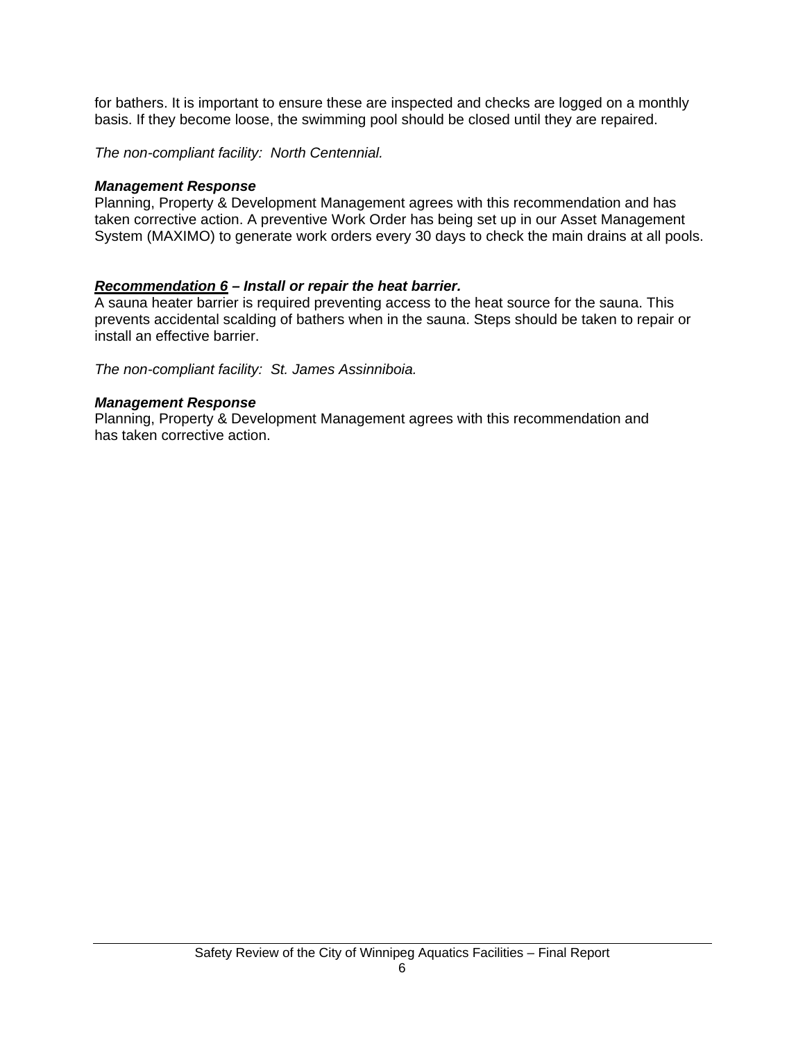for bathers. It is important to ensure these are inspected and checks are logged on a monthly basis. If they become loose, the swimming pool should be closed until they are repaired.

*The non-compliant facility: North Centennial.*

***Management Response***

Planning, Property & Development Management agrees with this recommendation and has taken corrective action. A preventive Work Order has being set up in our Asset Management System (MAXIMO) to generate work orders every 30 days to check the main drains at all pools.

***Recommendation 6 – Install or repair the heat barrier.***

A sauna heater barrier is required preventing access to the heat source for the sauna. This prevents accidental scalding of bathers when in the sauna. Steps should be taken to repair or install an effective barrier.

*The non-compliant facility: St. James Assinniboia.*

***Management Response***

Planning, Property & Development Management agrees with this recommendation and has taken corrective action.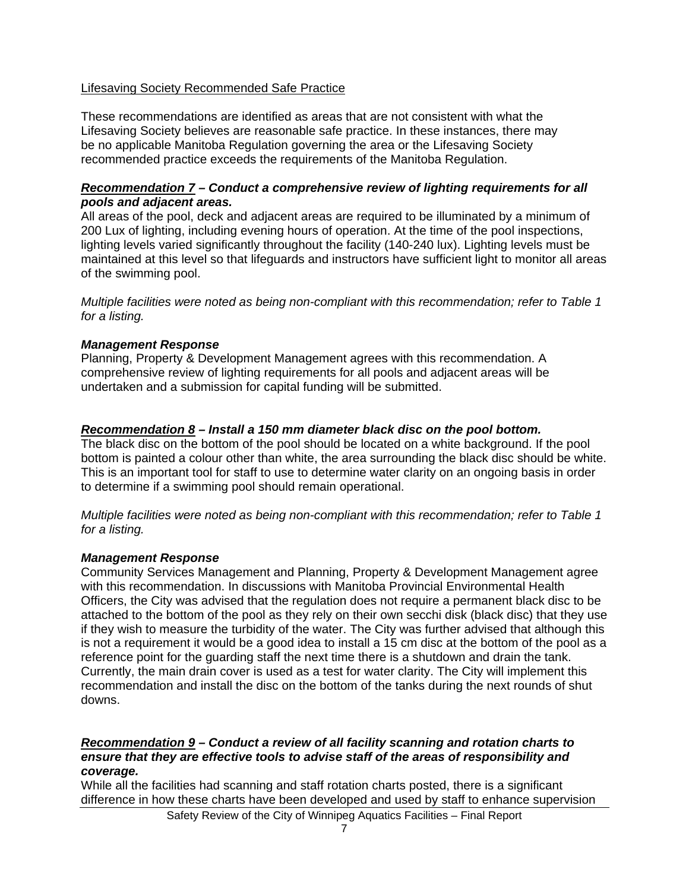Lifesaving Society Recommended Safe Practice

These recommendations are identified as areas that are not consistent with what the Lifesaving Society believes are reasonable safe practice. In these instances, there may be no applicable Manitoba Regulation governing the area or the Lifesaving Society recommended practice exceeds the requirements of the Manitoba Regulation.

***Recommendation 7* – Conduct a comprehensive review of lighting requirements for all pools and adjacent areas.**

All areas of the pool, deck and adjacent areas are required to be illuminated by a minimum of 200 Lux of lighting, including evening hours of operation. At the time of the pool inspections, lighting levels varied significantly throughout the facility (140-240 lux). Lighting levels must be maintained at this level so that lifeguards and instructors have sufficient light to monitor all areas of the swimming pool.

*Multiple facilities were noted as being non-compliant with this recommendation; refer to Table 1 for a listing.*

***Management Response***

Planning, Property & Development Management agrees with this recommendation. A comprehensive review of lighting requirements for all pools and adjacent areas will be undertaken and a submission for capital funding will be submitted.

***Recommendation 8* – Install a 150 mm diameter black disc on the pool bottom.**

The black disc on the bottom of the pool should be located on a white background. If the pool bottom is painted a colour other than white, the area surrounding the black disc should be white. This is an important tool for staff to use to determine water clarity on an ongoing basis in order to determine if a swimming pool should remain operational.

*Multiple facilities were noted as being non-compliant with this recommendation; refer to Table 1 for a listing.*

***Management Response***

Community Services Management and Planning, Property & Development Management agree with this recommendation. In discussions with Manitoba Provincial Environmental Health Officers, the City was advised that the regulation does not require a permanent black disc to be attached to the bottom of the pool as they rely on their own secchi disk (black disc) that they use if they wish to measure the turbidity of the water. The City was further advised that although this is not a requirement it would be a good idea to install a 15 cm disc at the bottom of the pool as a reference point for the guarding staff the next time there is a shutdown and drain the tank. Currently, the main drain cover is used as a test for water clarity. The City will implement this recommendation and install the disc on the bottom of the tanks during the next rounds of shut downs.

***Recommendation 9* – Conduct a review of all facility scanning and rotation charts to ensure that they are effective tools to advise staff of the areas of responsibility and coverage.**

While all the facilities had scanning and staff rotation charts posted, there is a significant difference in how these charts have been developed and used by staff to enhance supervision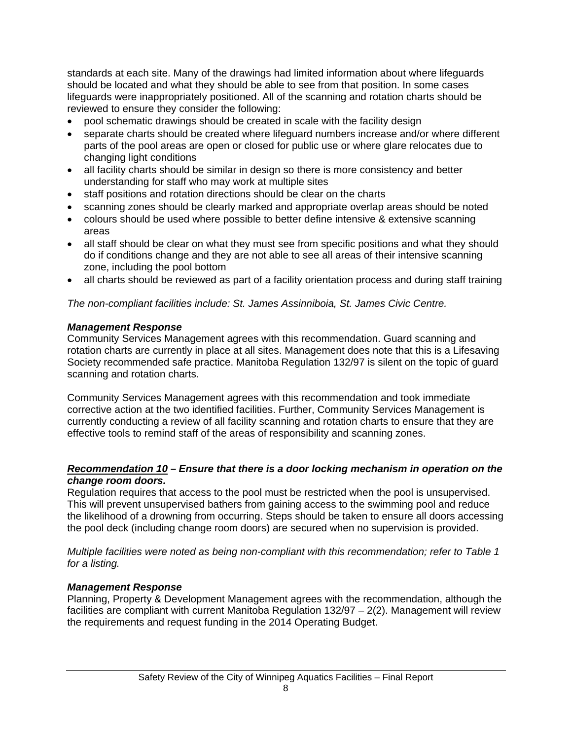standards at each site. Many of the drawings had limited information about where lifeguards should be located and what they should be able to see from that position. In some cases lifeguards were inappropriately positioned. All of the scanning and rotation charts should be reviewed to ensure they consider the following:

- pool schematic drawings should be created in scale with the facility design
- separate charts should be created where lifeguard numbers increase and/or where different parts of the pool areas are open or closed for public use or where glare relocates due to changing light conditions
- all facility charts should be similar in design so there is more consistency and better understanding for staff who may work at multiple sites
- staff positions and rotation directions should be clear on the charts
- scanning zones should be clearly marked and appropriate overlap areas should be noted
- colours should be used where possible to better define intensive & extensive scanning areas
- all staff should be clear on what they must see from specific positions and what they should do if conditions change and they are not able to see all areas of their intensive scanning zone, including the pool bottom
- all charts should be reviewed as part of a facility orientation process and during staff training

*The non-compliant facilities include: St. James Assinniboia, St. James Civic Centre.*

***Management Response***

Community Services Management agrees with this recommendation. Guard scanning and rotation charts are currently in place at all sites. Management does note that this is a Lifesaving Society recommended safe practice. Manitoba Regulation 132/97 is silent on the topic of guard scanning and rotation charts.

Community Services Management agrees with this recommendation and took immediate corrective action at the two identified facilities. Further, Community Services Management is currently conducting a review of all facility scanning and rotation charts to ensure that they are effective tools to remind staff of the areas of responsibility and scanning zones.

### ***<u>Recommendation 10</u> – Ensure that there is a door locking mechanism in operation on the change room doors.***

Regulation requires that access to the pool must be restricted when the pool is unsupervised. This will prevent unsupervised bathers from gaining access to the swimming pool and reduce the likelihood of a drowning from occurring. Steps should be taken to ensure all doors accessing the pool deck (including change room doors) are secured when no supervision is provided.

*Multiple facilities were noted as being non-compliant with this recommendation; refer to Table 1 for a listing.*

***Management Response***

Planning, Property & Development Management agrees with the recommendation, although the facilities are compliant with current Manitoba Regulation 132/97 – 2(2). Management will review the requirements and request funding in the 2014 Operating Budget.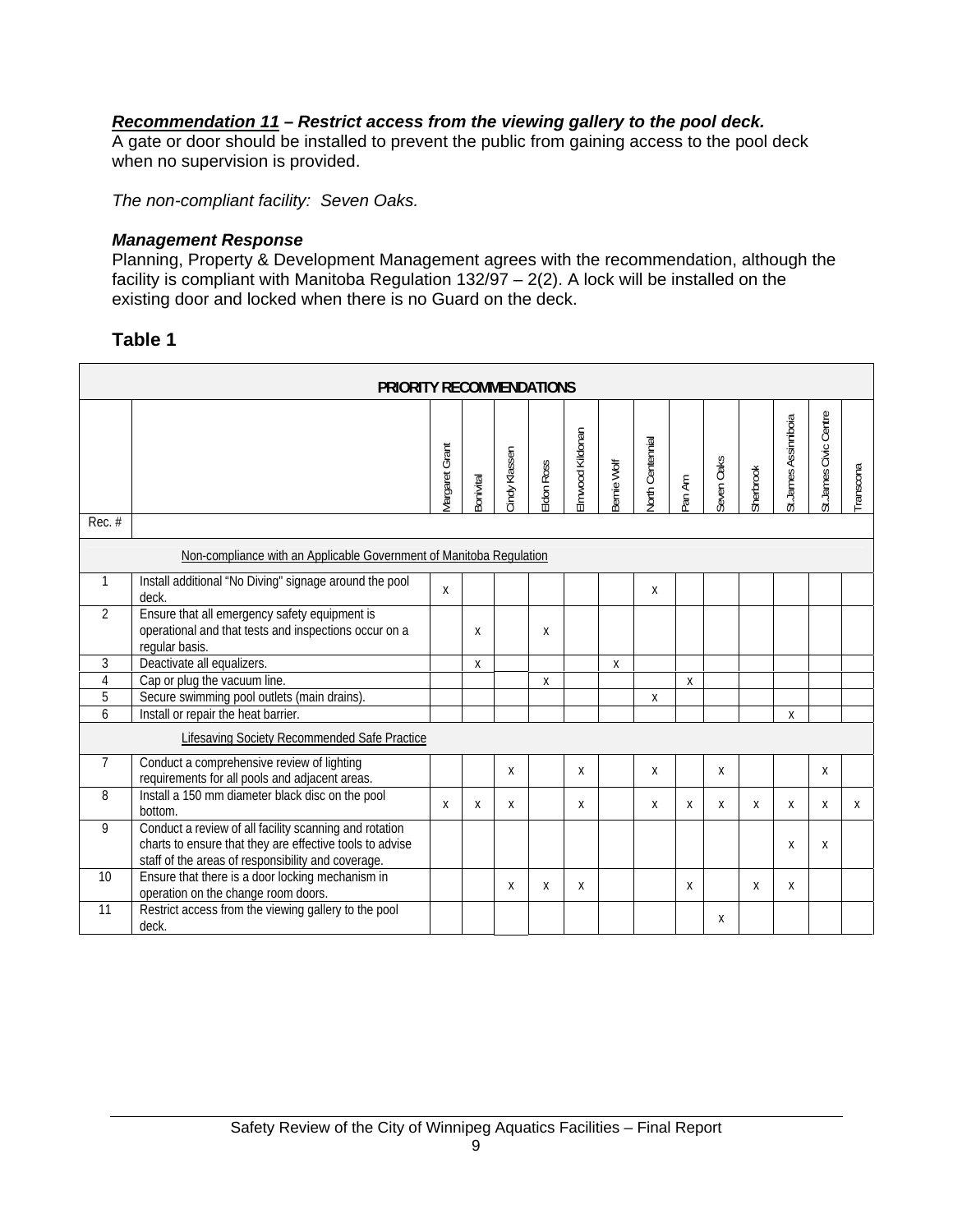***Recommendation 11** – Restrict access from the viewing gallery to the pool deck.*
A gate or door should be installed to prevent the public from gaining access to the pool deck when no supervision is provided.

*The non-compliant facility: Seven Oaks.*

***Management Response***
Planning, Property & Development Management agrees with the recommendation, although the facility is compliant with Manitoba Regulation 132/97 – 2(2). A lock will be installed on the existing door and locked when there is no Guard on the deck.

## Table 1

| PRIORITY RECOMMENDATIONS | | | | | | | | | | | | | | |
|---|---|---|---|---|---|---|---|---|---|---|---|---|---|---|
| Rec. # | | Margaret Grant | Bonivital | Cindy Klassen | Eldon Ross | Elmwood Kildonan | Bernie Wolf | North Centennial | Pan Am | Seven Oaks | Sherbrook | St.James Assiniboia | St.James Civic Centre | Transcona |
| | Non-compliance with an Applicable Government of Manitoba Regulation | | | | | | | | | | | | | |
| 1 | Install additional "No Diving" signage around the pool deck. | x | | | | | | x | | | | | | |
| 2 | Ensure that all emergency safety equipment is operational and that tests and inspections occur on a regular basis. | | x | | x | | | | | | | | | |
| 3 | Deactivate all equalizers. | | x | | | | x | | | | | | | |
| 4 | Cap or plug the vacuum line. | | | | x | | | | x | | | | | |
| 5 | Secure swimming pool outlets (main drains). | | | | | | | x | | | | | | |
| 6 | Install or repair the heat barrier. | | | | | | | | | | | x | | |
| | Lifesaving Society Recommended Safe Practice | | | | | | | | | | | | | |
| 7 | Conduct a comprehensive review of lighting requirements for all pools and adjacent areas. | | | x | | x | | x | | x | | | x | |
| 8 | Install a 150 mm diameter black disc on the pool bottom. | x | x | x | | x | | x | x | x | x | x | x | x |
| 9 | Conduct a review of all facility scanning and rotation charts to ensure that they are effective tools to advise staff of the areas of responsibility and coverage. | | | | | | | | | | | x | x | |
| 10 | Ensure that there is a door locking mechanism in operation on the change room doors. | | | x | x | x | | | x | | x | x | | |
| 11 | Restrict access from the viewing gallery to the pool deck. | | | | | | | | | x | | | | |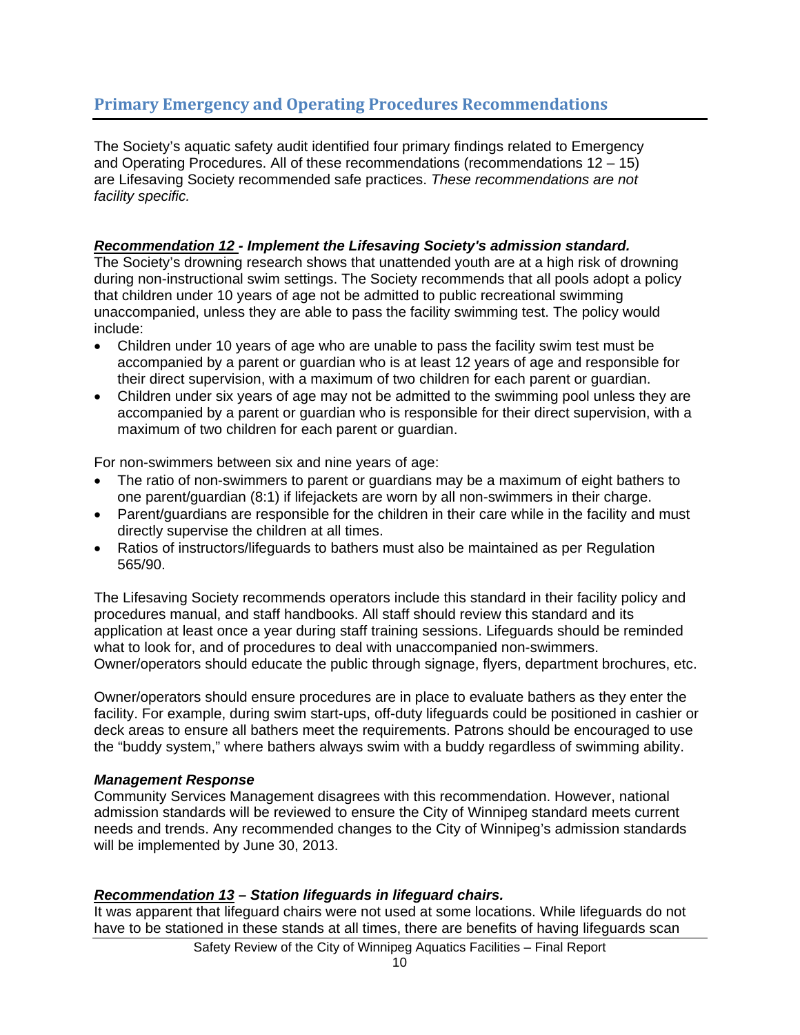## Primary Emergency and Operating Procedures Recommendations

The Society's aquatic safety audit identified four primary findings related to Emergency and Operating Procedures. All of these recommendations (recommendations 12 – 15) are Lifesaving Society recommended safe practices. *These recommendations are not facility specific.*

***Recommendation 12* - Implement the Lifesaving Society's admission standard.**

The Society's drowning research shows that unattended youth are at a high risk of drowning during non-instructional swim settings. The Society recommends that all pools adopt a policy that children under 10 years of age not be admitted to public recreational swimming unaccompanied, unless they are able to pass the facility swimming test. The policy would include:

- Children under 10 years of age who are unable to pass the facility swim test must be accompanied by a parent or guardian who is at least 12 years of age and responsible for their direct supervision, with a maximum of two children for each parent or guardian.
- Children under six years of age may not be admitted to the swimming pool unless they are accompanied by a parent or guardian who is responsible for their direct supervision, with a maximum of two children for each parent or guardian.

For non-swimmers between six and nine years of age:

- The ratio of non-swimmers to parent or guardians may be a maximum of eight bathers to one parent/guardian (8:1) if lifejackets are worn by all non-swimmers in their charge.
- Parent/guardians are responsible for the children in their care while in the facility and must directly supervise the children at all times.
- Ratios of instructors/lifeguards to bathers must also be maintained as per Regulation 565/90.

The Lifesaving Society recommends operators include this standard in their facility policy and procedures manual, and staff handbooks. All staff should review this standard and its application at least once a year during staff training sessions. Lifeguards should be reminded what to look for, and of procedures to deal with unaccompanied non-swimmers. Owner/operators should educate the public through signage, flyers, department brochures, etc.

Owner/operators should ensure procedures are in place to evaluate bathers as they enter the facility. For example, during swim start-ups, off-duty lifeguards could be positioned in cashier or deck areas to ensure all bathers meet the requirements. Patrons should be encouraged to use the "buddy system," where bathers always swim with a buddy regardless of swimming ability.

***Management Response***

Community Services Management disagrees with this recommendation. However, national admission standards will be reviewed to ensure the City of Winnipeg standard meets current needs and trends. Any recommended changes to the City of Winnipeg's admission standards will be implemented by June 30, 2013.

***Recommendation 13* – Station lifeguards in lifeguard chairs.**

It was apparent that lifeguard chairs were not used at some locations. While lifeguards do not have to be stationed in these stands at all times, there are benefits of having lifeguards scan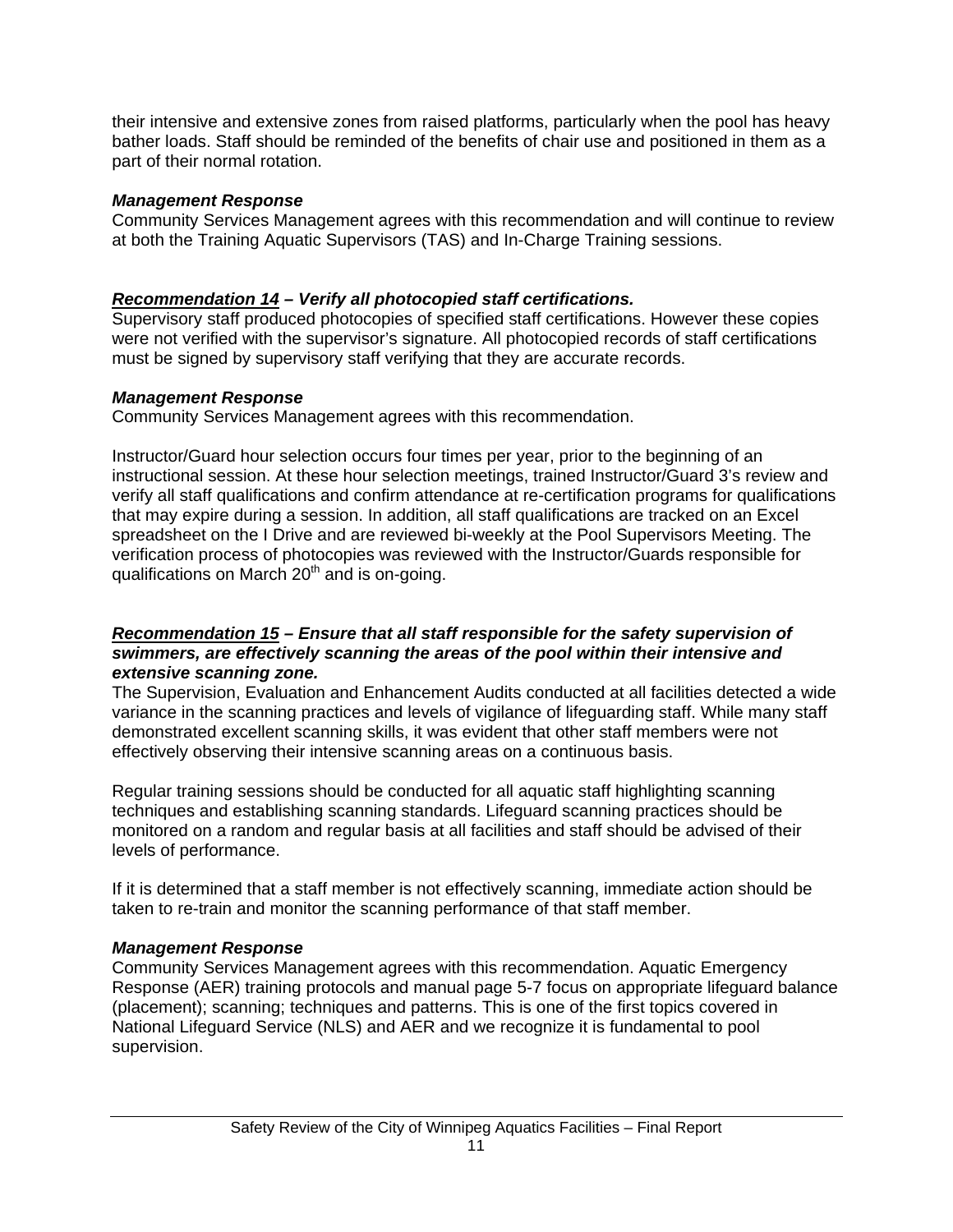their intensive and extensive zones from raised platforms, particularly when the pool has heavy bather loads. Staff should be reminded of the benefits of chair use and positioned in them as a part of their normal rotation.

***Management Response***
Community Services Management agrees with this recommendation and will continue to review at both the Training Aquatic Supervisors (TAS) and In-Charge Training sessions.

***<u>Recommendation 14</u> – Verify all photocopied staff certifications.***
Supervisory staff produced photocopies of specified staff certifications. However these copies were not verified with the supervisor's signature. All photocopied records of staff certifications must be signed by supervisory staff verifying that they are accurate records.

***Management Response***
Community Services Management agrees with this recommendation.

Instructor/Guard hour selection occurs four times per year, prior to the beginning of an instructional session. At these hour selection meetings, trained Instructor/Guard 3's review and verify all staff qualifications and confirm attendance at re-certification programs for qualifications that may expire during a session. In addition, all staff qualifications are tracked on an Excel spreadsheet on the I Drive and are reviewed bi-weekly at the Pool Supervisors Meeting. The verification process of photocopies was reviewed with the Instructor/Guards responsible for qualifications on March 20th and is on-going.

***<u>Recommendation 15</u> – Ensure that all staff responsible for the safety supervision of swimmers, are effectively scanning the areas of the pool within their intensive and extensive scanning zone.***
The Supervision, Evaluation and Enhancement Audits conducted at all facilities detected a wide variance in the scanning practices and levels of vigilance of lifeguarding staff. While many staff demonstrated excellent scanning skills, it was evident that other staff members were not effectively observing their intensive scanning areas on a continuous basis.

Regular training sessions should be conducted for all aquatic staff highlighting scanning techniques and establishing scanning standards. Lifeguard scanning practices should be monitored on a random and regular basis at all facilities and staff should be advised of their levels of performance.

If it is determined that a staff member is not effectively scanning, immediate action should be taken to re-train and monitor the scanning performance of that staff member.

***Management Response***
Community Services Management agrees with this recommendation. Aquatic Emergency Response (AER) training protocols and manual page 5-7 focus on appropriate lifeguard balance (placement); scanning; techniques and patterns. This is one of the first topics covered in National Lifeguard Service (NLS) and AER and we recognize it is fundamental to pool supervision.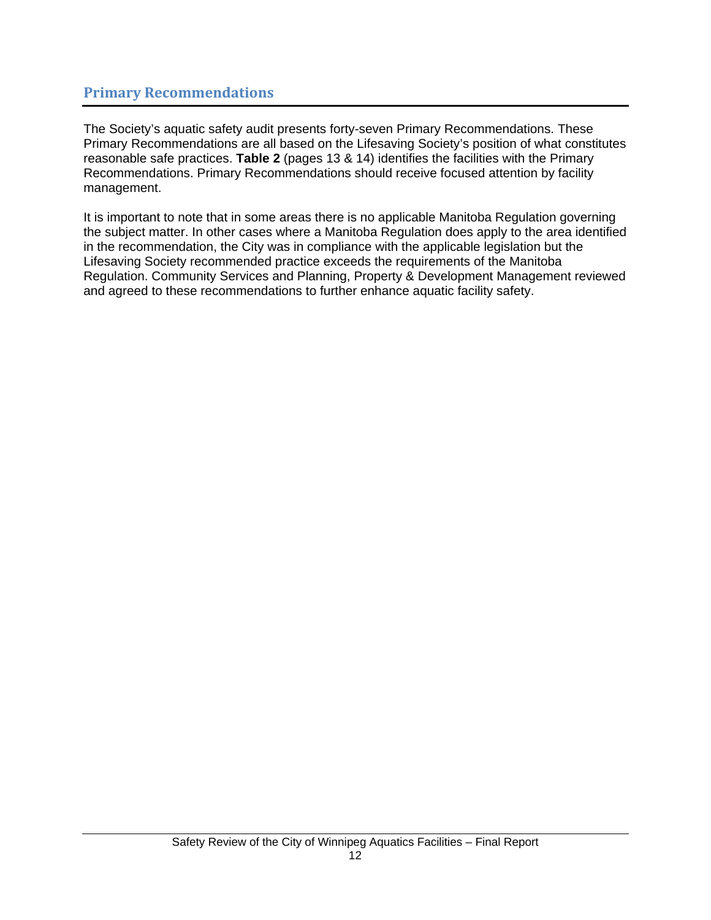## Primary Recommendations

The Society's aquatic safety audit presents forty-seven Primary Recommendations. These Primary Recommendations are all based on the Lifesaving Society's position of what constitutes reasonable safe practices. **Table 2** (pages 13 & 14) identifies the facilities with the Primary Recommendations. Primary Recommendations should receive focused attention by facility management.

It is important to note that in some areas there is no applicable Manitoba Regulation governing the subject matter. In other cases where a Manitoba Regulation does apply to the area identified in the recommendation, the City was in compliance with the applicable legislation but the Lifesaving Society recommended practice exceeds the requirements of the Manitoba Regulation. Community Services and Planning, Property & Development Management reviewed and agreed to these recommendations to further enhance aquatic facility safety.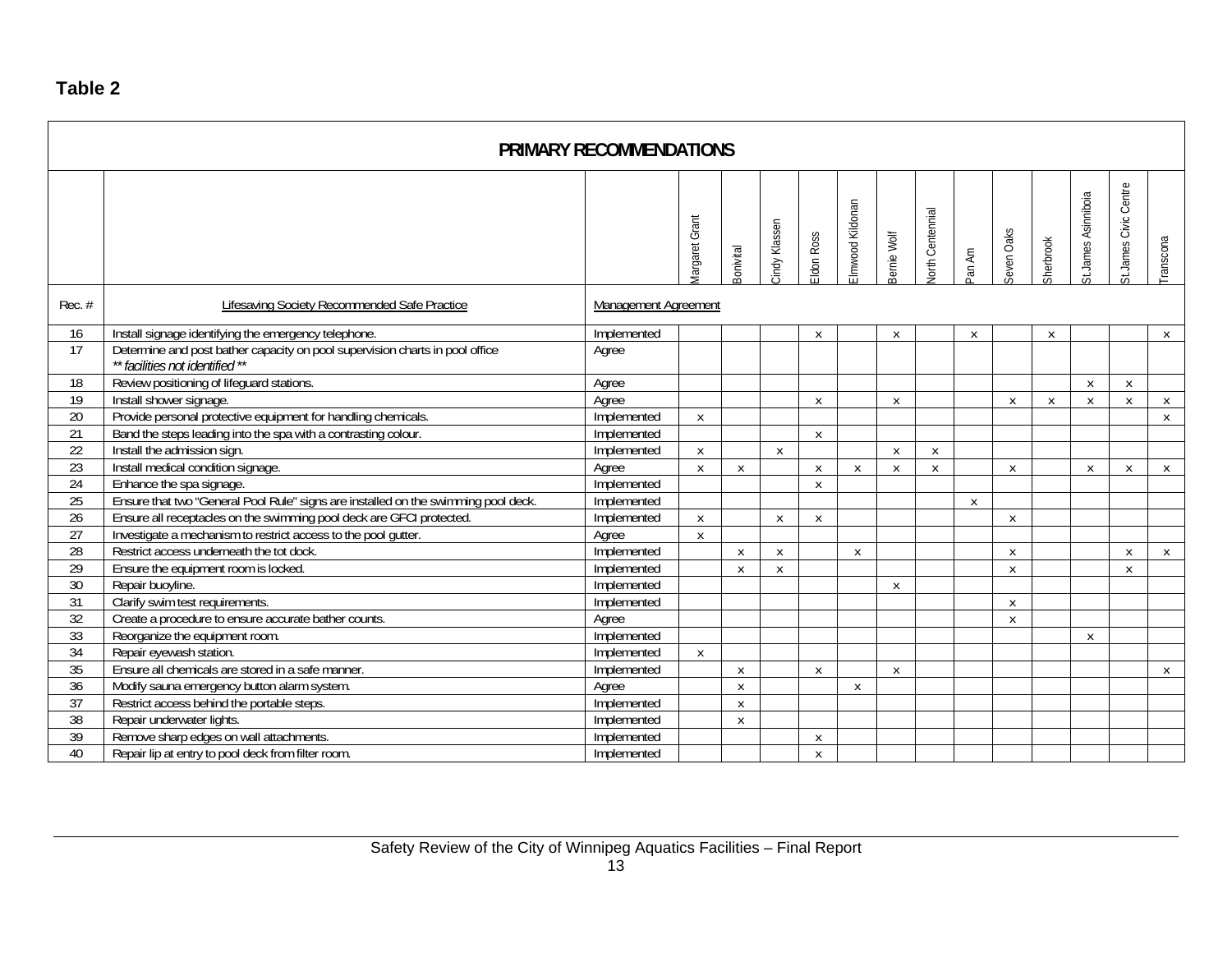**Table 2**

| PRIMARY RECOMMENDATIONS | | | | | | | | | | | | | | | |
|---|---|---|---|---|---|---|---|---|---|---|---|---|---|---|---|
| | | | Margaret Grant | Bonivital | Cindy Klassen | Eldon Ross | Elmwood Kildonan | Bernie Wolf | North Centennial | Pan Am | Seven Oaks | Sherbrook | St.James Asinniboia | St.James Civic Centre | Transcona |
| Rec. # | Lifesaving Society Recommended Safe Practice | Management Agreement | | | | | | | | | | | | | |
| 16 | Install signage identifying the emergency telephone. | Implemented | | | | x | | x | | x | | x | | | x |
| 17 | Determine and post bather capacity on pool supervision charts in pool office *\*\* facilities not identified \*\** | Agree | | | | | | | | | | | | | |
| 18 | Review positioning of lifeguard stations. | Agree | | | | | | | | | | | x | x | |
| 19 | Install shower signage. | Agree | | | | x | | x | | | x | x | x | x | x |
| 20 | Provide personal protective equipment for handling chemicals. | Implemented | x | | | | | | | | | | | | x |
| 21 | Band the steps leading into the spa with a contrasting colour. | Implemented | | | | x | | | | | | | | | |
| 22 | Install the admission sign. | Implemented | x | | x | | | x | x | | | | | | |
| 23 | Install medical condition signage. | Agree | x | x | | x | x | x | x | | x | | x | x | x |
| 24 | Enhance the spa signage. | Implemented | | | | x | | | | | | | | | |
| 25 | Ensure that two "General Pool Rule" signs are installed on the swimming pool deck. | Implemented | | | | | | | | x | | | | | |
| 26 | Ensure all receptacles on the swimming pool deck are GFCI protected. | Implemented | x | | x | x | | | | | x | | | | |
| 27 | Investigate a mechanism to restrict access to the pool gutter. | Agree | x | | | | | | | | | | | | |
| 28 | Restrict access underneath the tot dock. | Implemented | | x | x | | x | | | | x | | | x | x |
| 29 | Ensure the equipment room is locked. | Implemented | | x | x | | | | | | x | | | x | |
| 30 | Repair buoyline. | Implemented | | | | | | x | | | | | | | |
| 31 | Clarify swim test requirements. | Implemented | | | | | | | | | x | | | | |
| 32 | Create a procedure to ensure accurate bather counts. | Agree | | | | | | | | | x | | | | |
| 33 | Reorganize the equipment room. | Implemented | | | | | | | | | | | x | | |
| 34 | Repair eyewash station. | Implemented | x | | | | | | | | | | | | |
| 35 | Ensure all chemicals are stored in a safe manner. | Implemented | | x | | x | | x | | | | | | | x |
| 36 | Modify sauna emergency button alarm system. | Agree | | x | | | x | | | | | | | | |
| 37 | Restrict access behind the portable steps. | Implemented | | x | | | | | | | | | | | |
| 38 | Repair underwater lights. | Implemented | | x | | | | | | | | | | | |
| 39 | Remove sharp edges on wall attachments. | Implemented | | | | x | | | | | | | | | |
| 40 | Repair lip at entry to pool deck from filter room. | Implemented | | | | x | | | | | | | | | |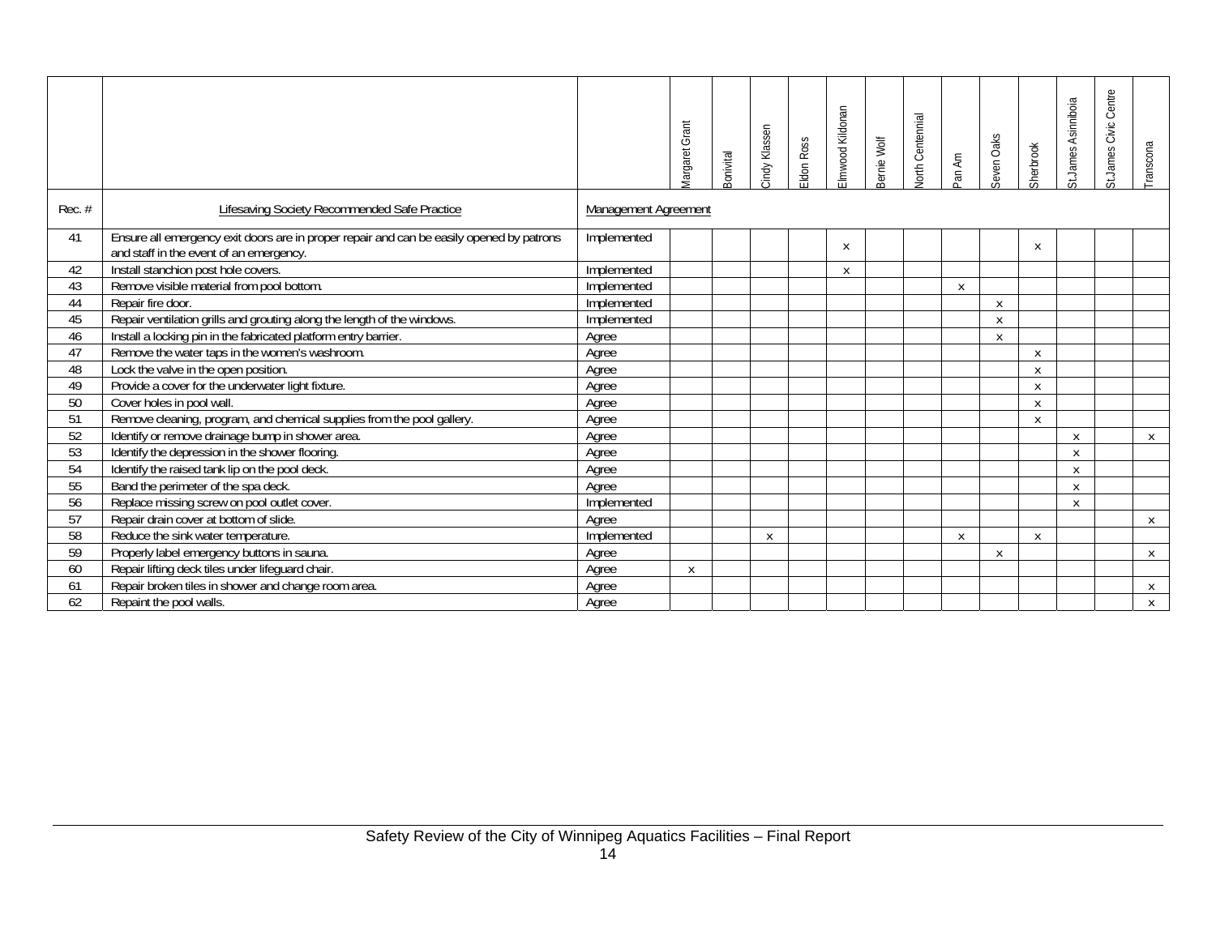| Rec. # | Lifesaving Society Recommended Safe Practice | Management Agreement | Margaret Grant | Bonivital | Cindy Klassen | Eldon Ross | Elmwood Kildonan | Bernie Wolf | North Centennial | Pan Am | Seven Oaks | Sherbrook | St.James Asinniboia | St.James Civic Centre | Transcona |
|---|---|---|---|---|---|---|---|---|---|---|---|---|---|---|---|
| 41 | Ensure all emergency exit doors are in proper repair and can be easily opened by patrons and staff in the event of an emergency. | Implemented | | | | | x | | | | | x | | | |
| 42 | Install stanchion post hole covers. | Implemented | | | | | x | | | | | | | | |
| 43 | Remove visible material from pool bottom. | Implemented | | | | | | | | x | | | | | |
| 44 | Repair fire door. | Implemented | | | | | | | | | x | | | | |
| 45 | Repair ventilation grills and grouting along the length of the windows. | Implemented | | | | | | | | | x | | | | |
| 46 | Install a locking pin in the fabricated platform entry barrier. | Agree | | | | | | | | | x | | | | |
| 47 | Remove the water taps in the women's washroom. | Agree | | | | | | | | | | x | | | |
| 48 | Lock the valve in the open position. | Agree | | | | | | | | | | x | | | |
| 49 | Provide a cover for the underwater light fixture. | Agree | | | | | | | | | | x | | | |
| 50 | Cover holes in pool wall. | Agree | | | | | | | | | | x | | | |
| 51 | Remove cleaning, program, and chemical supplies from the pool gallery. | Agree | | | | | | | | | | x | | | |
| 52 | Identify or remove drainage bump in shower area. | Agree | | | | | | | | | | | x | | x |
| 53 | Identify the depression in the shower flooring. | Agree | | | | | | | | | | | x | | |
| 54 | Identify the raised tank lip on the pool deck. | Agree | | | | | | | | | | | x | | |
| 55 | Band the perimeter of the spa deck. | Agree | | | | | | | | | | | x | | |
| 56 | Replace missing screw on pool outlet cover. | Implemented | | | | | | | | | | | x | | |
| 57 | Repair drain cover at bottom of slide. | Agree | | | | | | | | | | | | | x |
| 58 | Reduce the sink water temperature. | Implemented | | | x | | | | | x | | x | | | |
| 59 | Properly label emergency buttons in sauna. | Agree | | | | | | | | | x | | | | x |
| 60 | Repair lifting deck tiles under lifeguard chair. | Agree | x | | | | | | | | | | | | |
| 61 | Repair broken tiles in shower and change room area. | Agree | | | | | | | | | | | | | x |
| 62 | Repaint the pool walls. | Agree | | | | | | | | | | | | | x |